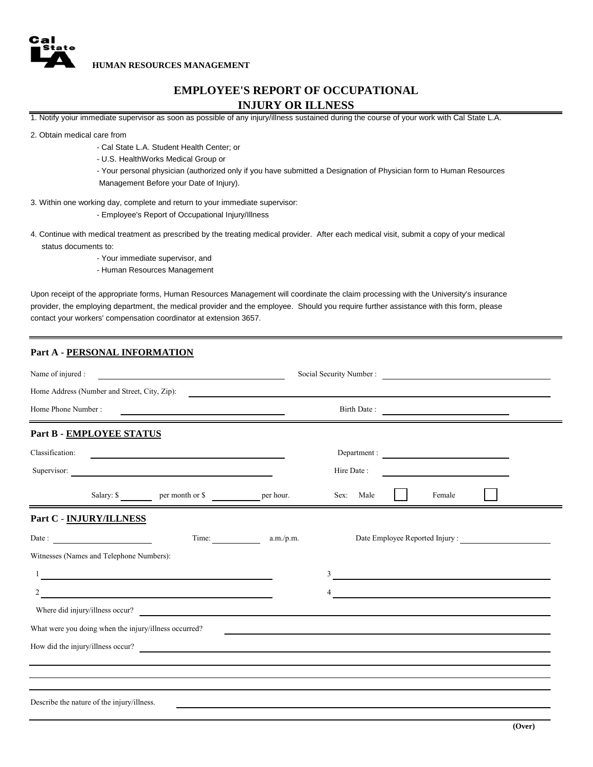Cal State LA

**HUMAN RESOURCES MANAGEMENT**

# EMPLOYEE'S REPORT OF OCCUPATIONAL INJURY OR ILLNESS

1. Notify yoiur immediate supervisor as soon as possible of any injury/illness sustained during the course of your work with Cal State L.A.

2. Obtain medical care from
   - Cal State L.A. Student Health Center; or
   - U.S. HealthWorks Medical Group or
   - Your personal physician (authorized only if you have submitted a Designation of Physician form to Human Resources Management Before your Date of Injury).

3. Within one working day, complete and return to your immediate supervisor:
   - Employee's Report of Occupational Injury/Illness

4. Continue with medical treatment as prescribed by the treating medical provider. After each medical visit, submit a copy of your medical status documents to:
   - Your immediate supervisor, and
   - Human Resources Management

Upon receipt of the appropriate forms, Human Resources Management will coordinate the claim processing with the University's insurance provider, the employing department, the medical provider and the employee. Should you require further assistance with this form, please contact your workers' compensation coordinator at extension 3657.

## Part A - PERSONAL INFORMATION

Name of injured : ____________________ Social Security Number : ____________________

Home Address (Number and Street, City, Zip): ____________________

Home Phone Number : ____________________ Birth Date : ____________________

## Part B - EMPLOYEE STATUS

Classification: ____________________ Department : ____________________

Supervisor: ____________________ Hire Date : ____________________

Salary: $ ______ per month or $ ______ per hour. Sex: Male ☐ Female ☐

## Part C - INJURY/ILLNESS

Date : ______________ Time: ________ a.m./p.m. Date Employee Reported Injury : ______________

Witnesses (Names and Telephone Numbers):

1 ____________________ 3 ____________________

2 ____________________ 4 ____________________

Where did injury/illness occur? ____________________

What were you doing when the injury/illness occurred? ____________________

How did the injury/illness occur? ____________________

Describe the nature of the injury/illness. ____________________

**(Over)**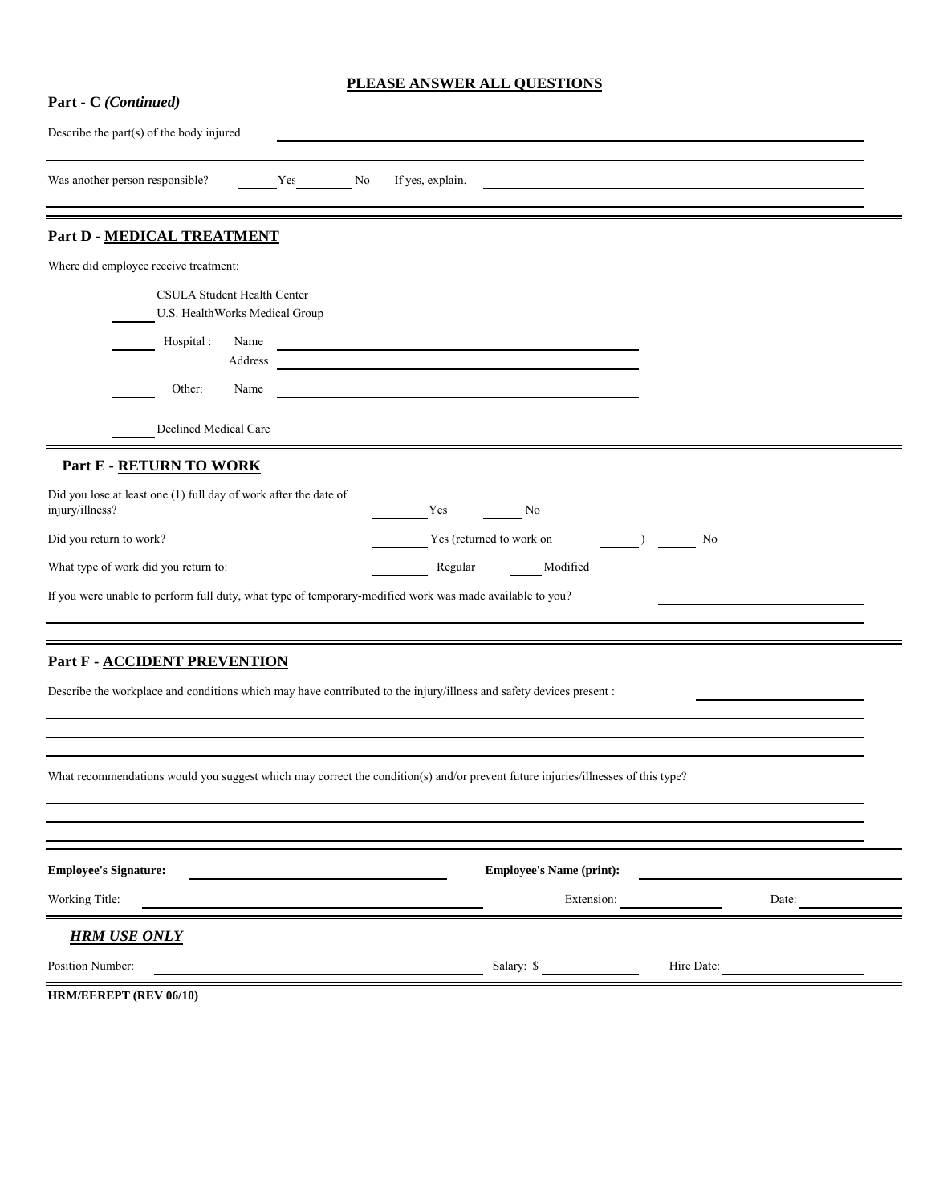**PLEASE ANSWER ALL QUESTIONS**

**Part - C *(Continued)***

Describe the part(s) of the body injured. ______________________________

Was another person responsible? _____ Yes _____ No If yes, explain. ______________________________

## Part D - MEDICAL TREATMENT

Where did employee receive treatment:

_____ CSULA Student Health Center
_____ U.S. HealthWorks Medical Group
_____ Hospital : Name ______________________________
Address ______________________________
_____ Other: Name ______________________________

_____ Declined Medical Care

## Part E - RETURN TO WORK

Did you lose at least one (1) full day of work after the date of injury/illness? _____ Yes _____ No

Did you return to work? _____ Yes (returned to work on _____ ) _____ No

What type of work did you return to: _____ Regular _____ Modified

If you were unable to perform full duty, what type of temporary-modified work was made available to you? ______________________________

## Part F - ACCIDENT PREVENTION

Describe the workplace and conditions which may have contributed to the injury/illness and safety devices present : ______________________________

What recommendations would you suggest which may correct the condition(s) and/or prevent future injuries/illnesses of this type?

______________________________

**Employee's Signature:** ______________________________ **Employee's Name (print):** ______________________________

Working Title: ______________________________ Extension: __________ Date: __________

### *HRM USE ONLY*

Position Number: ______________________________ Salary: $ __________ Hire Date: __________

**HRM/EEREPT (REV 06/10)**